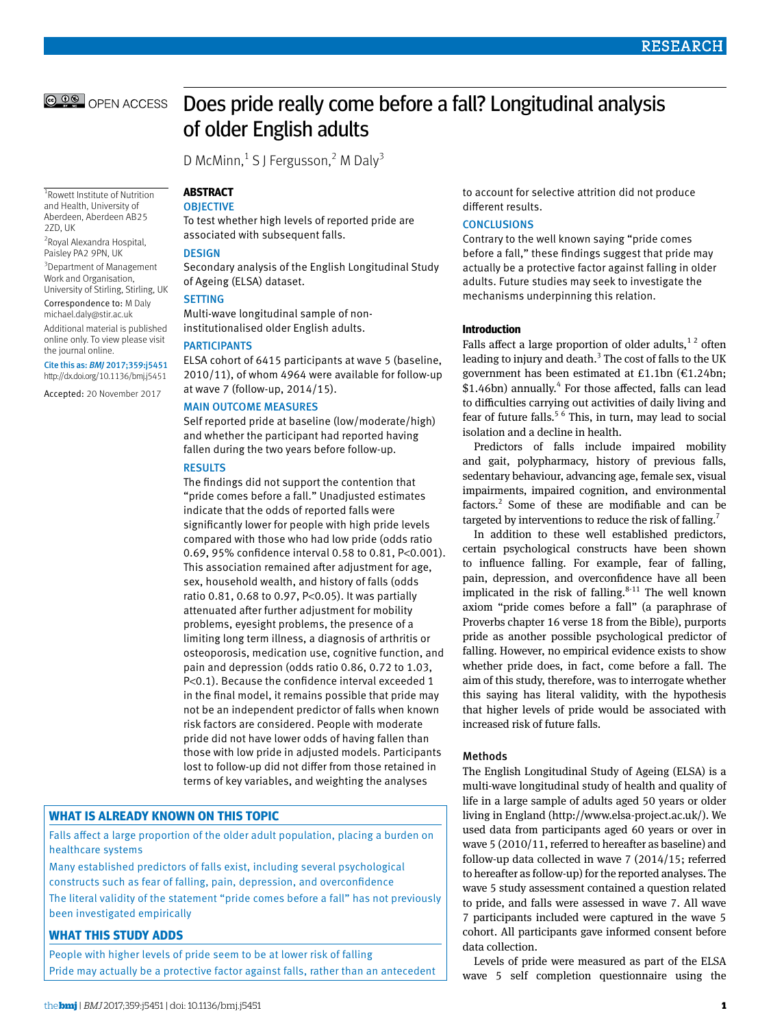# Does pride really come before a fall? Longitudinal analysis of older English adults

D McMinn,[1] S J Fergusson,[2] M Daly[3]

[1]Rowett Institute of Nutrition and Health, University of Aberdeen, Aberdeen AB25 2ZD, UK

[2]Royal Alexandra Hospital, Paisley PA2 9PN, UK

[3]Department of Management Work and Organisation, University of Stirling, Stirling, UK

Correspondence to: M Daly michael.daly@stir.ac.uk

Additional material is published online only. To view please visit the journal online.

Cite this as: *BMJ* 2017;359:j5451
http://dx.doi.org/10.1136/bmj.j5451

Accepted: 20 November 2017

## ABSTRACT

### OBJECTIVE

To test whether high levels of reported pride are associated with subsequent falls.

### DESIGN

Secondary analysis of the English Longitudinal Study of Ageing (ELSA) dataset.

### SETTING

Multi-wave longitudinal sample of non-institutionalised older English adults.

### PARTICIPANTS

ELSA cohort of 6415 participants at wave 5 (baseline, 2010/11), of whom 4964 were available for follow-up at wave 7 (follow-up, 2014/15).

### MAIN OUTCOME MEASURES

Self reported pride at baseline (low/moderate/high) and whether the participant had reported having fallen during the two years before follow-up.

### RESULTS

The findings did not support the contention that "pride comes before a fall." Unadjusted estimates indicate that the odds of reported falls were significantly lower for people with high pride levels compared with those who had low pride (odds ratio 0.69, 95% confidence interval 0.58 to 0.81, P<0.001). This association remained after adjustment for age, sex, household wealth, and history of falls (odds ratio 0.81, 0.68 to 0.97, P<0.05). It was partially attenuated after further adjustment for mobility problems, eyesight problems, the presence of a limiting long term illness, a diagnosis of arthritis or osteoporosis, medication use, cognitive function, and pain and depression (odds ratio 0.86, 0.72 to 1.03, P<0.1). Because the confidence interval exceeded 1 in the final model, it remains possible that pride may not be an independent predictor of falls when known risk factors are considered. People with moderate pride did not have lower odds of having fallen than those with low pride in adjusted models. Participants lost to follow-up did not differ from those retained in terms of key variables, and weighting the analyses to account for selective attrition did not produce different results.

### CONCLUSIONS

Contrary to the well known saying "pride comes before a fall," these findings suggest that pride may actually be a protective factor against falling in older adults. Future studies may seek to investigate the mechanisms underpinning this relation.

## WHAT IS ALREADY KNOWN ON THIS TOPIC

Falls affect a large proportion of the older adult population, placing a burden on healthcare systems

Many established predictors of falls exist, including several psychological constructs such as fear of falling, pain, depression, and overconfidence

The literal validity of the statement "pride comes before a fall" has not previously been investigated empirically

## WHAT THIS STUDY ADDS

People with higher levels of pride seem to be at lower risk of falling

Pride may actually be a protective factor against falls, rather than an antecedent

## Introduction

Falls affect a large proportion of older adults,[1,2] often leading to injury and death.[3] The cost of falls to the UK government has been estimated at £1.1bn (€1.24bn; $1.46bn) annually.[4] For those affected, falls can lead to difficulties carrying out activities of daily living and fear of future falls.[5,6] This, in turn, may lead to social isolation and a decline in health.

Predictors of falls include impaired mobility and gait, polypharmacy, history of previous falls, sedentary behaviour, advancing age, female sex, visual impairments, impaired cognition, and environmental factors.[2] Some of these are modifiable and can be targeted by interventions to reduce the risk of falling.[7]

In addition to these well established predictors, certain psychological constructs have been shown to influence falling. For example, fear of falling, pain, depression, and overconfidence have all been implicated in the risk of falling.[8-11] The well known axiom "pride comes before a fall" (a paraphrase of Proverbs chapter 16 verse 18 from the Bible), purports pride as another possible psychological predictor of falling. However, no empirical evidence exists to show whether pride does, in fact, come before a fall. The aim of this study, therefore, was to interrogate whether this saying has literal validity, with the hypothesis that higher levels of pride would be associated with increased risk of future falls.

## Methods

The English Longitudinal Study of Ageing (ELSA) is a multi-wave longitudinal study of health and quality of life in a large sample of adults aged 50 years or older living in England (http://www.elsa-project.ac.uk/). We used data from participants aged 60 years or over in wave 5 (2010/11, referred to hereafter as baseline) and follow-up data collected in wave 7 (2014/15; referred to hereafter as follow-up) for the reported analyses. The wave 5 study assessment contained a question related to pride, and falls were assessed in wave 7. All wave 7 participants included were captured in the wave 5 cohort. All participants gave informed consent before data collection.

Levels of pride were measured as part of the ELSA wave 5 self completion questionnaire using the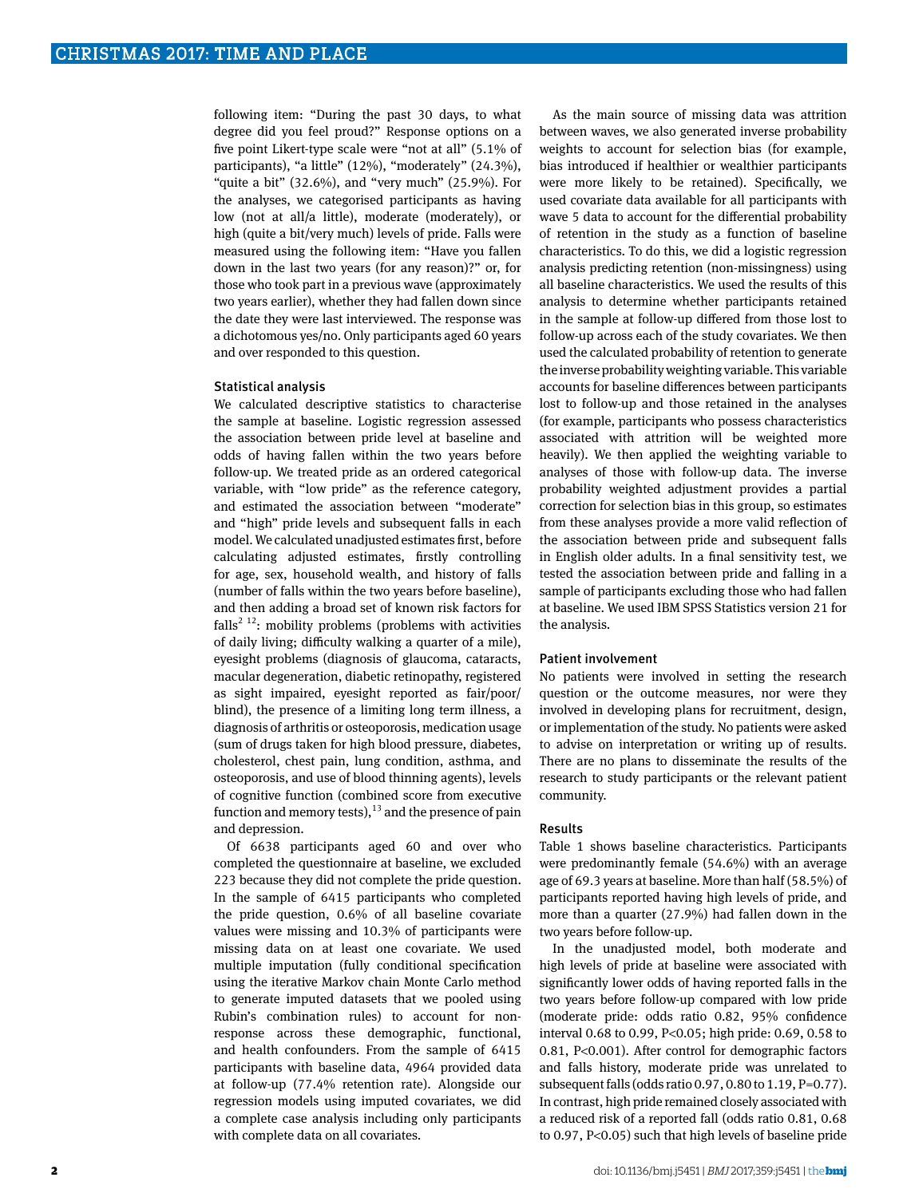following item: "During the past 30 days, to what degree did you feel proud?" Response options on a five point Likert-type scale were "not at all" (5.1% of participants), "a little" (12%), "moderately" (24.3%), "quite a bit" (32.6%), and "very much" (25.9%). For the analyses, we categorised participants as having low (not at all/a little), moderate (moderately), or high (quite a bit/very much) levels of pride. Falls were measured using the following item: "Have you fallen down in the last two years (for any reason)?" or, for those who took part in a previous wave (approximately two years earlier), whether they had fallen down since the date they were last interviewed. The response was a dichotomous yes/no. Only participants aged 60 years and over responded to this question.

### Statistical analysis

We calculated descriptive statistics to characterise the sample at baseline. Logistic regression assessed the association between pride level at baseline and odds of having fallen within the two years before follow-up. We treated pride as an ordered categorical variable, with "low pride" as the reference category, and estimated the association between "moderate" and "high" pride levels and subsequent falls in each model. We calculated unadjusted estimates first, before calculating adjusted estimates, firstly controlling for age, sex, household wealth, and history of falls (number of falls within the two years before baseline), and then adding a broad set of known risk factors for falls[2 12]: mobility problems (problems with activities of daily living; difficulty walking a quarter of a mile), eyesight problems (diagnosis of glaucoma, cataracts, macular degeneration, diabetic retinopathy, registered as sight impaired, eyesight reported as fair/poor/blind), the presence of a limiting long term illness, a diagnosis of arthritis or osteoporosis, medication usage (sum of drugs taken for high blood pressure, diabetes, cholesterol, chest pain, lung condition, asthma, and osteoporosis, and use of blood thinning agents), levels of cognitive function (combined score from executive function and memory tests),[13] and the presence of pain and depression.

Of 6638 participants aged 60 and over who completed the questionnaire at baseline, we excluded 223 because they did not complete the pride question. In the sample of 6415 participants who completed the pride question, 0.6% of all baseline covariate values were missing and 10.3% of participants were missing data on at least one covariate. We used multiple imputation (fully conditional specification using the iterative Markov chain Monte Carlo method to generate imputed datasets that we pooled using Rubin's combination rules) to account for non-response across these demographic, functional, and health confounders. From the sample of 6415 participants with baseline data, 4964 provided data at follow-up (77.4% retention rate). Alongside our regression models using imputed covariates, we did a complete case analysis including only participants with complete data on all covariates.

As the main source of missing data was attrition between waves, we also generated inverse probability weights to account for selection bias (for example, bias introduced if healthier or wealthier participants were more likely to be retained). Specifically, we used covariate data available for all participants with wave 5 data to account for the differential probability of retention in the study as a function of baseline characteristics. To do this, we did a logistic regression analysis predicting retention (non-missingness) using all baseline characteristics. We used the results of this analysis to determine whether participants retained in the sample at follow-up differed from those lost to follow-up across each of the study covariates. We then used the calculated probability of retention to generate the inverse probability weighting variable. This variable accounts for baseline differences between participants lost to follow-up and those retained in the analyses (for example, participants who possess characteristics associated with attrition will be weighted more heavily). We then applied the weighting variable to analyses of those with follow-up data. The inverse probability weighted adjustment provides a partial correction for selection bias in this group, so estimates from these analyses provide a more valid reflection of the association between pride and subsequent falls in English older adults. In a final sensitivity test, we tested the association between pride and falling in a sample of participants excluding those who had fallen at baseline. We used IBM SPSS Statistics version 21 for the analysis.

### Patient involvement

No patients were involved in setting the research question or the outcome measures, nor were they involved in developing plans for recruitment, design, or implementation of the study. No patients were asked to advise on interpretation or writing up of results. There are no plans to disseminate the results of the research to study participants or the relevant patient community.

## Results

Table 1 shows baseline characteristics. Participants were predominantly female (54.6%) with an average age of 69.3 years at baseline. More than half (58.5%) of participants reported having high levels of pride, and more than a quarter (27.9%) had fallen down in the two years before follow-up.

In the unadjusted model, both moderate and high levels of pride at baseline were associated with significantly lower odds of having reported falls in the two years before follow-up compared with low pride (moderate pride: odds ratio 0.82, 95% confidence interval 0.68 to 0.99, $P<0.05$; high pride: 0.69, 0.58 to 0.81, $P<0.001$). After control for demographic factors and falls history, moderate pride was unrelated to subsequent falls (odds ratio 0.97, 0.80 to 1.19, $P=0.77$). In contrast, high pride remained closely associated with a reduced risk of a reported fall (odds ratio 0.81, 0.68 to 0.97, $P<0.05$) such that high levels of baseline pride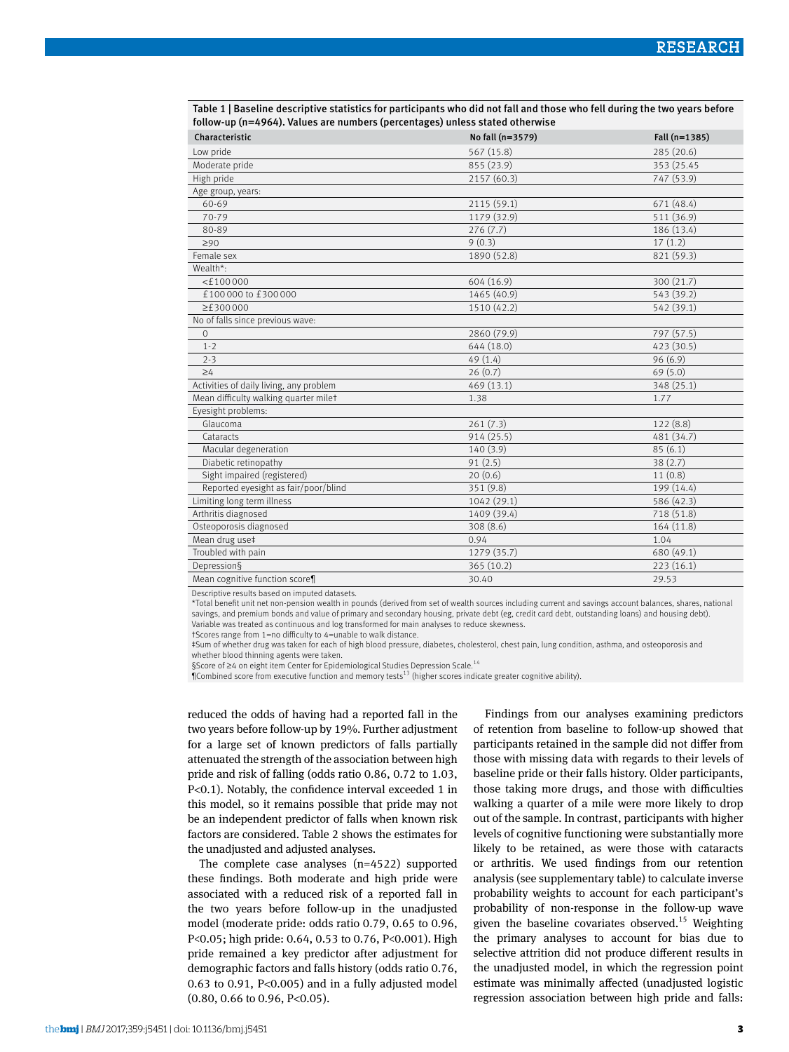Table 1 | Baseline descriptive statistics for participants who did not fall and those who fell during the two years before follow-up (n=4964). Values are numbers (percentages) unless stated otherwise

| Characteristic | No fall (n=3579) | Fall (n=1385) |
|---|---|---|
| Low pride | 567 (15.8) | 285 (20.6) |
| Moderate pride | 855 (23.9) | 353 (25.45 |
| High pride | 2157 (60.3) | 747 (53.9) |
| Age group, years: | | |
| 60-69 | 2115 (59.1) | 671 (48.4) |
| 70-79 | 1179 (32.9) | 511 (36.9) |
| 80-89 | 276 (7.7) | 186 (13.4) |
| ≥90 | 9 (0.3) | 17 (1.2) |
| Female sex | 1890 (52.8) | 821 (59.3) |
| Wealth*: | | |
| <£100 000 | 604 (16.9) | 300 (21.7) |
| £100 000 to £300 000 | 1465 (40.9) | 543 (39.2) |
| ≥£300 000 | 1510 (42.2) | 542 (39.1) |
| No of falls since previous wave: | | |
| 0 | 2860 (79.9) | 797 (57.5) |
| 1-2 | 644 (18.0) | 423 (30.5) |
| 2-3 | 49 (1.4) | 96 (6.9) |
| ≥4 | 26 (0.7) | 69 (5.0) |
| Activities of daily living, any problem | 469 (13.1) | 348 (25.1) |
| Mean difficulty walking quarter mile† | 1.38 | 1.77 |
| Eyesight problems: | | |
| Glaucoma | 261 (7.3) | 122 (8.8) |
| Cataracts | 914 (25.5) | 481 (34.7) |
| Macular degeneration | 140 (3.9) | 85 (6.1) |
| Diabetic retinopathy | 91 (2.5) | 38 (2.7) |
| Sight impaired (registered) | 20 (0.6) | 11 (0.8) |
| Reported eyesight as fair/poor/blind | 351 (9.8) | 199 (14.4) |
| Limiting long term illness | 1042 (29.1) | 586 (42.3) |
| Arthritis diagnosed | 1409 (39.4) | 718 (51.8) |
| Osteoporosis diagnosed | 308 (8.6) | 164 (11.8) |
| Mean drug use‡ | 0.94 | 1.04 |
| Troubled with pain | 1279 (35.7) | 680 (49.1) |
| Depression§ | 365 (10.2) | 223 (16.1) |
| Mean cognitive function score¶ | 30.40 | 29.53 |

Descriptive results based on imputed datasets.
*Total benefit unit net non-pension wealth in pounds (derived from set of wealth sources including current and savings account balances, shares, national savings, and premium bonds and value of primary and secondary housing, private debt (eg, credit card debt, outstanding loans) and housing debt). Variable was treated as continuous and log transformed for main analyses to reduce skewness.
†Scores range from 1=no difficulty to 4=unable to walk distance.
‡Sum of whether drug was taken for each of high blood pressure, diabetes, cholesterol, chest pain, lung condition, asthma, and osteoporosis and whether blood thinning agents were taken.
§Score of ≥4 on eight item Center for Epidemiological Studies Depression Scale.[14]
¶Combined score from executive function and memory tests[13] (higher scores indicate greater cognitive ability).

reduced the odds of having had a reported fall in the two years before follow-up by 19%. Further adjustment for a large set of known predictors of falls partially attenuated the strength of the association between high pride and risk of falling (odds ratio 0.86, 0.72 to 1.03, P<0.1). Notably, the confidence interval exceeded 1 in this model, so it remains possible that pride may not be an independent predictor of falls when known risk factors are considered. Table 2 shows the estimates for the unadjusted and adjusted analyses.

The complete case analyses (n=4522) supported these findings. Both moderate and high pride were associated with a reduced risk of a reported fall in the two years before follow-up in the unadjusted model (moderate pride: odds ratio 0.79, 0.65 to 0.96, P<0.05; high pride: 0.64, 0.53 to 0.76, P<0.001). High pride remained a key predictor after adjustment for demographic factors and falls history (odds ratio 0.76, 0.63 to 0.91, P<0.005) and in a fully adjusted model (0.80, 0.66 to 0.96, P<0.05).

Findings from our analyses examining predictors of retention from baseline to follow-up showed that participants retained in the sample did not differ from those with missing data with regards to their levels of baseline pride or their falls history. Older participants, those taking more drugs, and those with difficulties walking a quarter of a mile were more likely to drop out of the sample. In contrast, participants with higher levels of cognitive functioning were substantially more likely to be retained, as were those with cataracts or arthritis. We used findings from our retention analysis (see supplementary table) to calculate inverse probability weights to account for each participant's probability of non-response in the follow-up wave given the baseline covariates observed.[15] Weighting the primary analyses to account for bias due to selective attrition did not produce different results in the unadjusted model, in which the regression point estimate was minimally affected (unadjusted logistic regression association between high pride and falls: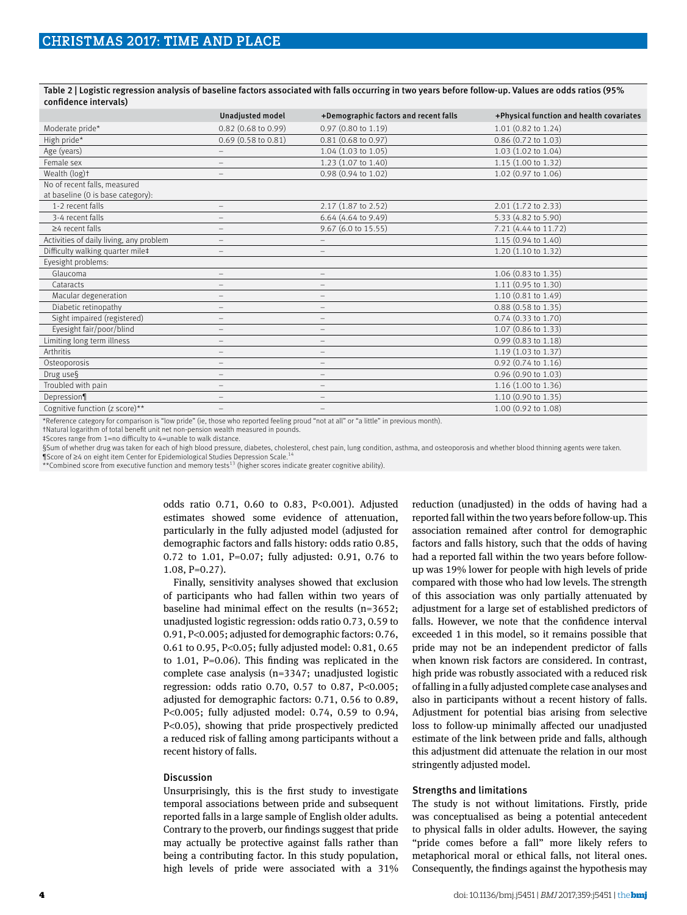Table 2 | Logistic regression analysis of baseline factors associated with falls occurring in two years before follow-up. Values are odds ratios (95% confidence intervals)

| | Unadjusted model | +Demographic factors and recent falls | +Physical function and health covariates |
|---|---|---|---|
| Moderate pride* | 0.82 (0.68 to 0.99) | 0.97 (0.80 to 1.19) | 1.01 (0.82 to 1.24) |
| High pride* | 0.69 (0.58 to 0.81) | 0.81 (0.68 to 0.97) | 0.86 (0.72 to 1.03) |
| Age (years) | – | 1.04 (1.03 to 1.05) | 1.03 (1.02 to 1.04) |
| Female sex | – | 1.23 (1.07 to 1.40) | 1.15 (1.00 to 1.32) |
| Wealth (log)† | – | 0.98 (0.94 to 1.02) | 1.02 (0.97 to 1.06) |
| No of recent falls, measured at baseline (0 is base category): | | | |
| 1-2 recent falls | – | 2.17 (1.87 to 2.52) | 2.01 (1.72 to 2.33) |
| 3-4 recent falls | – | 6.64 (4.64 to 9.49) | 5.33 (4.82 to 5.90) |
| ≥4 recent falls | – | 9.67 (6.0 to 15.55) | 7.21 (4.44 to 11.72) |
| Activities of daily living, any problem | – | – | 1.15 (0.94 to 1.40) |
| Difficulty walking quarter mile‡ | – | – | 1.20 (1.10 to 1.32) |
| Eyesight problems: | | | |
| Glaucoma | – | – | 1.06 (0.83 to 1.35) |
| Cataracts | – | – | 1.11 (0.95 to 1.30) |
| Macular degeneration | – | – | 1.10 (0.81 to 1.49) |
| Diabetic retinopathy | – | – | 0.88 (0.58 to 1.35) |
| Sight impaired (registered) | – | – | 0.74 (0.33 to 1.70) |
| Eyesight fair/poor/blind | – | – | 1.07 (0.86 to 1.33) |
| Limiting long term illness | – | – | 0.99 (0.83 to 1.18) |
| Arthritis | – | – | 1.19 (1.03 to 1.37) |
| Osteoporosis | – | – | 0.92 (0.74 to 1.16) |
| Drug use§ | – | – | 0.96 (0.90 to 1.03) |
| Troubled with pain | – | – | 1.16 (1.00 to 1.36) |
| Depression¶ | – | – | 1.10 (0.90 to 1.35) |
| Cognitive function (z score)** | – | – | 1.00 (0.92 to 1.08) |

*Reference category for comparison is "low pride" (ie, those who reported feeling proud "not at all" or "a little" in previous month).
†Natural logarithm of total benefit unit net non-pension wealth measured in pounds.
‡Scores range from 1=no difficulty to 4=unable to walk distance.
§Sum of whether drug was taken for each of high blood pressure, diabetes, cholesterol, chest pain, lung condition, asthma, and osteoporosis and whether blood thinning agents were taken.
¶Score of ≥4 on eight item Center for Epidemiological Studies Depression Scale.[14]
**Combined score from executive function and memory tests[13] (higher scores indicate greater cognitive ability).

odds ratio 0.71, 0.60 to 0.83, P<0.001). Adjusted estimates showed some evidence of attenuation, particularly in the fully adjusted model (adjusted for demographic factors and falls history: odds ratio 0.85, 0.72 to 1.01, P=0.07; fully adjusted: 0.91, 0.76 to 1.08, P=0.27).

Finally, sensitivity analyses showed that exclusion of participants who had fallen within two years of baseline had minimal effect on the results (n=3652; unadjusted logistic regression: odds ratio 0.73, 0.59 to 0.91, P<0.005; adjusted for demographic factors: 0.76, 0.61 to 0.95, P<0.05; fully adjusted model: 0.81, 0.65 to 1.01, P=0.06). This finding was replicated in the complete case analysis (n=3347; unadjusted logistic regression: odds ratio 0.70, 0.57 to 0.87, P<0.005; adjusted for demographic factors: 0.71, 0.56 to 0.89, P<0.005; fully adjusted model: 0.74, 0.59 to 0.94, P<0.05), showing that pride prospectively predicted a reduced risk of falling among participants without a recent history of falls.

## Discussion

Unsurprisingly, this is the first study to investigate temporal associations between pride and subsequent reported falls in a large sample of English older adults. Contrary to the proverb, our findings suggest that pride may actually be protective against falls rather than being a contributing factor. In this study population, high levels of pride were associated with a 31% reduction (unadjusted) in the odds of having had a reported fall within the two years before follow-up. This association remained after control for demographic factors and falls history, such that the odds of having had a reported fall within the two years before follow-up was 19% lower for people with high levels of pride compared with those who had low levels. The strength of this association was only partially attenuated by adjustment for a large set of established predictors of falls. However, we note that the confidence interval exceeded 1 in this model, so it remains possible that pride may not be an independent predictor of falls when known risk factors are considered. In contrast, high pride was robustly associated with a reduced risk of falling in a fully adjusted complete case analyses and also in participants without a recent history of falls. Adjustment for potential bias arising from selective loss to follow-up minimally affected our unadjusted estimate of the link between pride and falls, although this adjustment did attenuate the relation in our most stringently adjusted model.

### Strengths and limitations

The study is not without limitations. Firstly, pride was conceptualised as being a potential antecedent to physical falls in older adults. However, the saying "pride comes before a fall" more likely refers to metaphorical moral or ethical falls, not literal ones. Consequently, the findings against the hypothesis may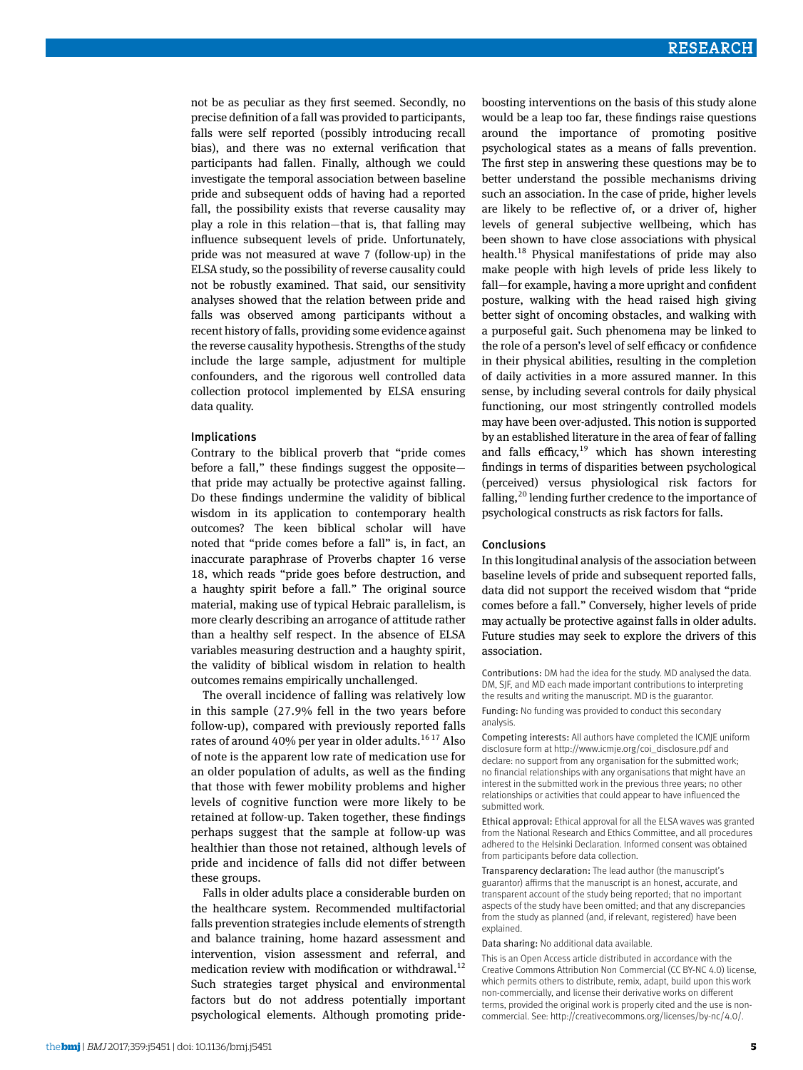not be as peculiar as they first seemed. Secondly, no precise definition of a fall was provided to participants, falls were self reported (possibly introducing recall bias), and there was no external verification that participants had fallen. Finally, although we could investigate the temporal association between baseline pride and subsequent odds of having had a reported fall, the possibility exists that reverse causality may play a role in this relation—that is, that falling may influence subsequent levels of pride. Unfortunately, pride was not measured at wave 7 (follow-up) in the ELSA study, so the possibility of reverse causality could not be robustly examined. That said, our sensitivity analyses showed that the relation between pride and falls was observed among participants without a recent history of falls, providing some evidence against the reverse causality hypothesis. Strengths of the study include the large sample, adjustment for multiple confounders, and the rigorous well controlled data collection protocol implemented by ELSA ensuring data quality.

### Implications

Contrary to the biblical proverb that "pride comes before a fall," these findings suggest the opposite—that pride may actually be protective against falling. Do these findings undermine the validity of biblical wisdom in its application to contemporary health outcomes? The keen biblical scholar will have noted that "pride comes before a fall" is, in fact, an inaccurate paraphrase of Proverbs chapter 16 verse 18, which reads "pride goes before destruction, and a haughty spirit before a fall." The original source material, making use of typical Hebraic parallelism, is more clearly describing an arrogance of attitude rather than a healthy self respect. In the absence of ELSA variables measuring destruction and a haughty spirit, the validity of biblical wisdom in relation to health outcomes remains empirically unchallenged.

The overall incidence of falling was relatively low in this sample (27.9% fell in the two years before follow-up), compared with previously reported falls rates of around 40% per year in older adults.[16 17] Also of note is the apparent low rate of medication use for an older population of adults, as well as the finding that those with fewer mobility problems and higher levels of cognitive function were more likely to be retained at follow-up. Taken together, these findings perhaps suggest that the sample at follow-up was healthier than those not retained, although levels of pride and incidence of falls did not differ between these groups.

Falls in older adults place a considerable burden on the healthcare system. Recommended multifactorial falls prevention strategies include elements of strength and balance training, home hazard assessment and intervention, vision assessment and referral, and medication review with modification or withdrawal.[12] Such strategies target physical and environmental factors but do not address potentially important psychological elements. Although promoting pride-boosting interventions on the basis of this study alone would be a leap too far, these findings raise questions around the importance of promoting positive psychological states as a means of falls prevention. The first step in answering these questions may be to better understand the possible mechanisms driving such an association. In the case of pride, higher levels are likely to be reflective of, or a driver of, higher levels of general subjective wellbeing, which has been shown to have close associations with physical health.[18] Physical manifestations of pride may also make people with high levels of pride less likely to fall—for example, having a more upright and confident posture, walking with the head raised high giving better sight of oncoming obstacles, and walking with a purposeful gait. Such phenomena may be linked to the role of a person's level of self efficacy or confidence in their physical abilities, resulting in the completion of daily activities in a more assured manner. In this sense, by including several controls for daily physical functioning, our most stringently controlled models may have been over-adjusted. This notion is supported by an established literature in the area of fear of falling and falls efficacy,[19] which has shown interesting findings in terms of disparities between psychological (perceived) versus physiological risk factors for falling,[20] lending further credence to the importance of psychological constructs as risk factors for falls.

### Conclusions

In this longitudinal analysis of the association between baseline levels of pride and subsequent reported falls, data did not support the received wisdom that "pride comes before a fall." Conversely, higher levels of pride may actually be protective against falls in older adults. Future studies may seek to explore the drivers of this association.

Contributions: DM had the idea for the study. MD analysed the data. DM, SJF, and MD each made important contributions to interpreting the results and writing the manuscript. MD is the guarantor.

Funding: No funding was provided to conduct this secondary analysis.

Competing interests: All authors have completed the ICMJE uniform disclosure form at http://www.icmje.org/coi_disclosure.pdf and declare: no support from any organisation for the submitted work; no financial relationships with any organisations that might have an interest in the submitted work in the previous three years; no other relationships or activities that could appear to have influenced the submitted work.

Ethical approval: Ethical approval for all the ELSA waves was granted from the National Research and Ethics Committee, and all procedures adhered to the Helsinki Declaration. Informed consent was obtained from participants before data collection.

Transparency declaration: The lead author (the manuscript's guarantor) affirms that the manuscript is an honest, accurate, and transparent account of the study being reported; that no important aspects of the study have been omitted; and that any discrepancies from the study as planned (and, if relevant, registered) have been explained.

Data sharing: No additional data available.

This is an Open Access article distributed in accordance with the Creative Commons Attribution Non Commercial (CC BY-NC 4.0) license, which permits others to distribute, remix, adapt, build upon this work non-commercially, and license their derivative works on different terms, provided the original work is properly cited and the use is non-commercial. See: http://creativecommons.org/licenses/by-nc/4.0/.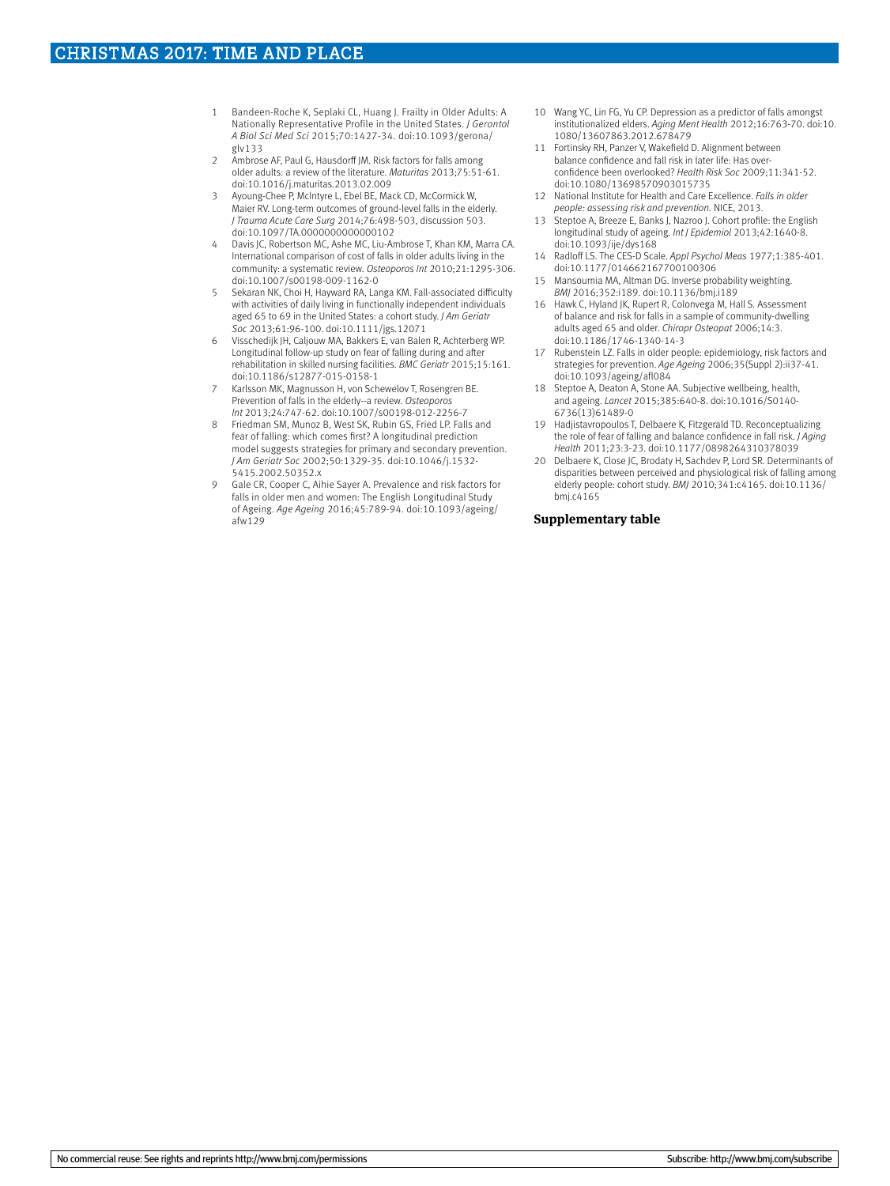1 Bandeen-Roche K, Seplaki CL, Huang J. Frailty in Older Adults: A Nationally Representative Profile in the United States. *J Gerontol A Biol Sci Med Sci* 2015;70:1427-34. doi:10.1093/gerona/glv133

2 Ambrose AF, Paul G, Hausdorff JM. Risk factors for falls among older adults: a review of the literature. *Maturitas* 2013;75:51-61. doi:10.1016/j.maturitas.2013.02.009

3 Ayoung-Chee P, McIntyre L, Ebel BE, Mack CD, McCormick W, Maier RV. Long-term outcomes of ground-level falls in the elderly. *J Trauma Acute Care Surg* 2014;76:498-503, discussion 503. doi:10.1097/TA.0000000000000102

4 Davis JC, Robertson MC, Ashe MC, Liu-Ambrose T, Khan KM, Marra CA. International comparison of cost of falls in older adults living in the community: a systematic review. *Osteoporos Int* 2010;21:1295-306. doi:10.1007/s00198-009-1162-0

5 Sekaran NK, Choi H, Hayward RA, Langa KM. Fall-associated difficulty with activities of daily living in functionally independent individuals aged 65 to 69 in the United States: a cohort study. *J Am Geriatr Soc* 2013;61:96-100. doi:10.1111/jgs.12071

6 Visschedijk JH, Caljouw MA, Bakkers E, van Balen R, Achterberg WP. Longitudinal follow-up study on fear of falling during and after rehabilitation in skilled nursing facilities. *BMC Geriatr* 2015;15:161. doi:10.1186/s12877-015-0158-1

7 Karlsson MK, Magnusson H, von Schewelov T, Rosengren BE. Prevention of falls in the elderly--a review. *Osteoporos Int* 2013;24:747-62. doi:10.1007/s00198-012-2256-7

8 Friedman SM, Munoz B, West SK, Rubin GS, Fried LP. Falls and fear of falling: which comes first? A longitudinal prediction model suggests strategies for primary and secondary prevention. *J Am Geriatr Soc* 2002;50:1329-35. doi:10.1046/j.1532-5415.2002.50352.x

9 Gale CR, Cooper C, Aihie Sayer A. Prevalence and risk factors for falls in older men and women: The English Longitudinal Study of Ageing. *Age Ageing* 2016;45:789-94. doi:10.1093/ageing/afw129

10 Wang YC, Lin FG, Yu CP. Depression as a predictor of falls amongst institutionalized elders. *Aging Ment Health* 2012;16:763-70. doi:10.1080/13607863.2012.678479

11 Fortinsky RH, Panzer V, Wakefield D. Alignment between balance confidence and fall risk in later life: Has over-confidence been overlooked? *Health Risk Soc* 2009;11:341-52. doi:10.1080/13698570903015735

12 National Institute for Health and Care Excellence. *Falls in older people: assessing risk and prevention.* NICE, 2013.

13 Steptoe A, Breeze E, Banks J, Nazroo J. Cohort profile: the English longitudinal study of ageing. *Int J Epidemiol* 2013;42:1640-8. doi:10.1093/ije/dys168

14 Radloff LS. The CES-D Scale. *Appl Psychol Meas* 1977;1:385-401. doi:10.1177/014662167700100306

15 Mansournia MA, Altman DG. Inverse probability weighting. *BMJ* 2016;352:i189. doi:10.1136/bmj.i189

16 Hawk C, Hyland JK, Rupert R, Colonvega M, Hall S. Assessment of balance and risk for falls in a sample of community-dwelling adults aged 65 and older. *Chiropr Osteopat* 2006;14:3. doi:10.1186/1746-1340-14-3

17 Rubenstein LZ. Falls in older people: epidemiology, risk factors and strategies for prevention. *Age Ageing* 2006;35(Suppl 2):ii37-41. doi:10.1093/ageing/afl084

18 Steptoe A, Deaton A, Stone AA. Subjective wellbeing, health, and ageing. *Lancet* 2015;385:640-8. doi:10.1016/S0140-6736(13)61489-0

19 Hadjistavropoulos T, Delbaere K, Fitzgerald TD. Reconceptualizing the role of fear of falling and balance confidence in fall risk. *J Aging Health* 2011;23:3-23. doi:10.1177/0898264310378039

20 Delbaere K, Close JC, Brodaty H, Sachdev P, Lord SR. Determinants of disparities between perceived and physiological risk of falling among elderly people: cohort study. *BMJ* 2010;341:c4165. doi:10.1136/bmj.c4165

**Supplementary table**